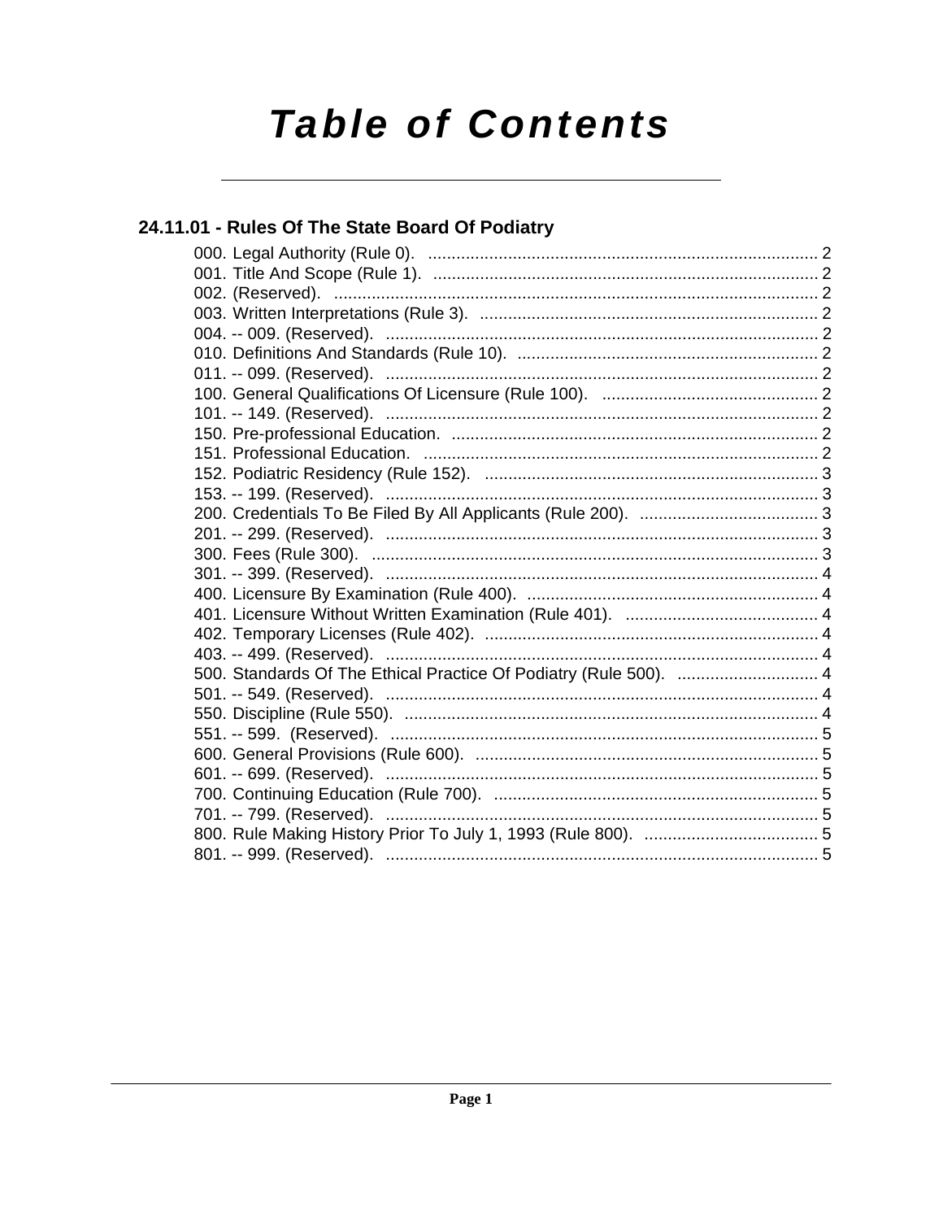# Table of Contents

## 24.11.01 - Rules Of The State Board Of Podiatry

000. Legal Authority (Rule 0). ... 2
001. Title And Scope (Rule 1). ... 2
002. (Reserved). ... 2
003. Written Interpretations (Rule 3). ... 2
004. -- 009. (Reserved). ... 2
010. Definitions And Standards (Rule 10). ... 2
011. -- 099. (Reserved). ... 2
100. General Qualifications Of Licensure (Rule 100). ... 2
101. -- 149. (Reserved). ... 2
150. Pre-professional Education. ... 2
151. Professional Education. ... 2
152. Podiatric Residency (Rule 152). ... 3
153. -- 199. (Reserved). ... 3
200. Credentials To Be Filed By All Applicants (Rule 200). ... 3
201. -- 299. (Reserved). ... 3
300. Fees (Rule 300). ... 3
301. -- 399. (Reserved). ... 4
400. Licensure By Examination (Rule 400). ... 4
401. Licensure Without Written Examination (Rule 401). ... 4
402. Temporary Licenses (Rule 402). ... 4
403. -- 499. (Reserved). ... 4
500. Standards Of The Ethical Practice Of Podiatry (Rule 500). ... 4
501. -- 549. (Reserved). ... 4
550. Discipline (Rule 550). ... 4
551. -- 599. (Reserved). ... 5
600. General Provisions (Rule 600). ... 5
601. -- 699. (Reserved). ... 5
700. Continuing Education (Rule 700). ... 5
701. -- 799. (Reserved). ... 5
800. Rule Making History Prior To July 1, 1993 (Rule 800). ... 5
801. -- 999. (Reserved). ... 5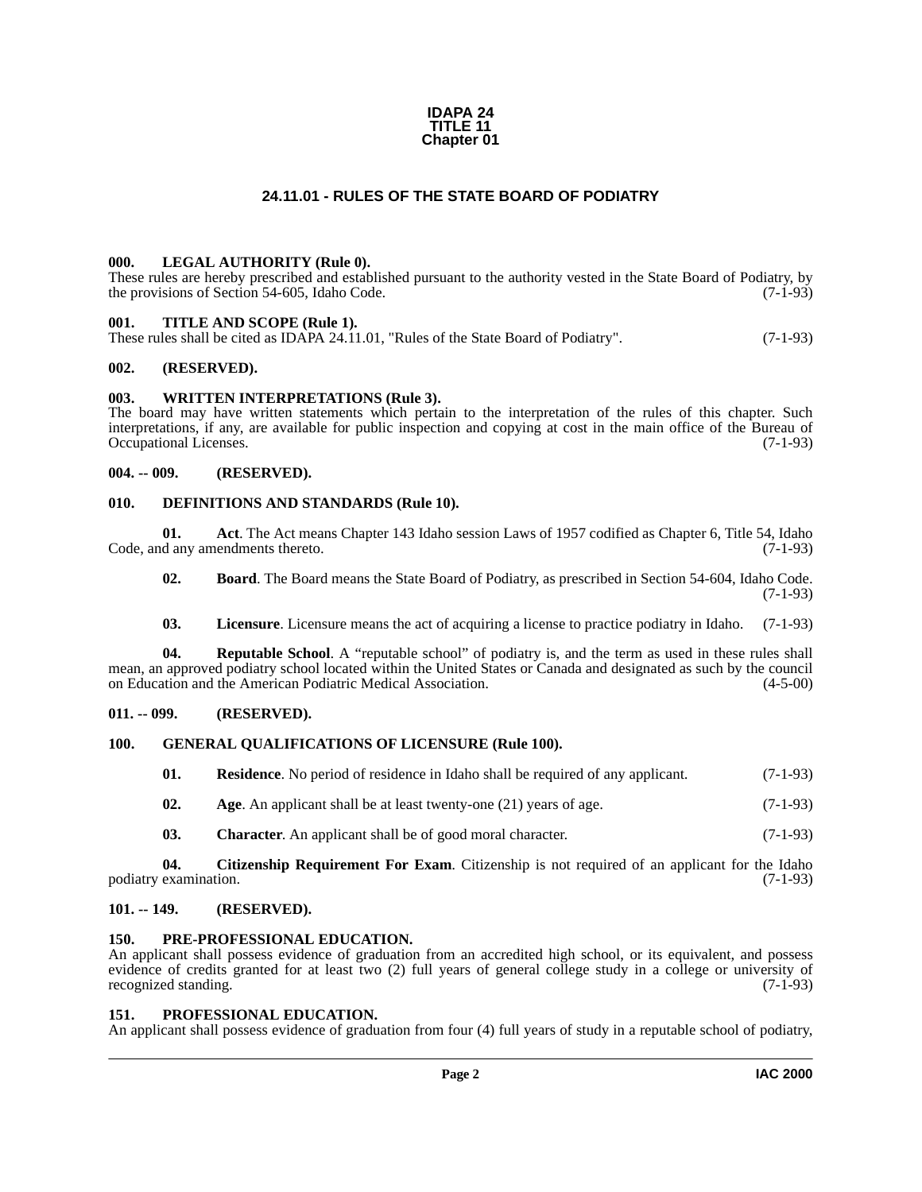**IDAPA 24**
**TITLE 11**
**Chapter 01**

# 24.11.01 - RULES OF THE STATE BOARD OF PODIATRY

### 000. LEGAL AUTHORITY (Rule 0).

These rules are hereby prescribed and established pursuant to the authority vested in the State Board of Podiatry, by the provisions of Section 54-605, Idaho Code. (7-1-93)

### 001. TITLE AND SCOPE (Rule 1).

These rules shall be cited as IDAPA 24.11.01, "Rules of the State Board of Podiatry". (7-1-93)

### 002. (RESERVED).

### 003. WRITTEN INTERPRETATIONS (Rule 3).

The board may have written statements which pertain to the interpretation of the rules of this chapter. Such interpretations, if any, are available for public inspection and copying at cost in the main office of the Bureau of Occupational Licenses. (7-1-93)

### 004. -- 009. (RESERVED).

### 010. DEFINITIONS AND STANDARDS (Rule 10).

**01. Act**. The Act means Chapter 143 Idaho session Laws of 1957 codified as Chapter 6, Title 54, Idaho Code, and any amendments thereto. (7-1-93)

**02. Board**. The Board means the State Board of Podiatry, as prescribed in Section 54-604, Idaho Code. (7-1-93)

**03. Licensure**. Licensure means the act of acquiring a license to practice podiatry in Idaho. (7-1-93)

**04. Reputable School**. A "reputable school" of podiatry is, and the term as used in these rules shall mean, an approved podiatry school located within the United States or Canada and designated as such by the council on Education and the American Podiatric Medical Association. (4-5-00)

### 011. -- 099. (RESERVED).

### 100. GENERAL QUALIFICATIONS OF LICENSURE (Rule 100).

**01. Residence**. No period of residence in Idaho shall be required of any applicant. (7-1-93)

**02. Age**. An applicant shall be at least twenty-one (21) years of age. (7-1-93)

**03. Character**. An applicant shall be of good moral character. (7-1-93)

**04. Citizenship Requirement For Exam**. Citizenship is not required of an applicant for the Idaho podiatry examination. (7-1-93)

### 101. -- 149. (RESERVED).

### 150. PRE-PROFESSIONAL EDUCATION.

An applicant shall possess evidence of graduation from an accredited high school, or its equivalent, and possess evidence of credits granted for at least two (2) full years of general college study in a college or university of recognized standing. (7-1-93)

### 151. PROFESSIONAL EDUCATION.

An applicant shall possess evidence of graduation from four (4) full years of study in a reputable school of podiatry,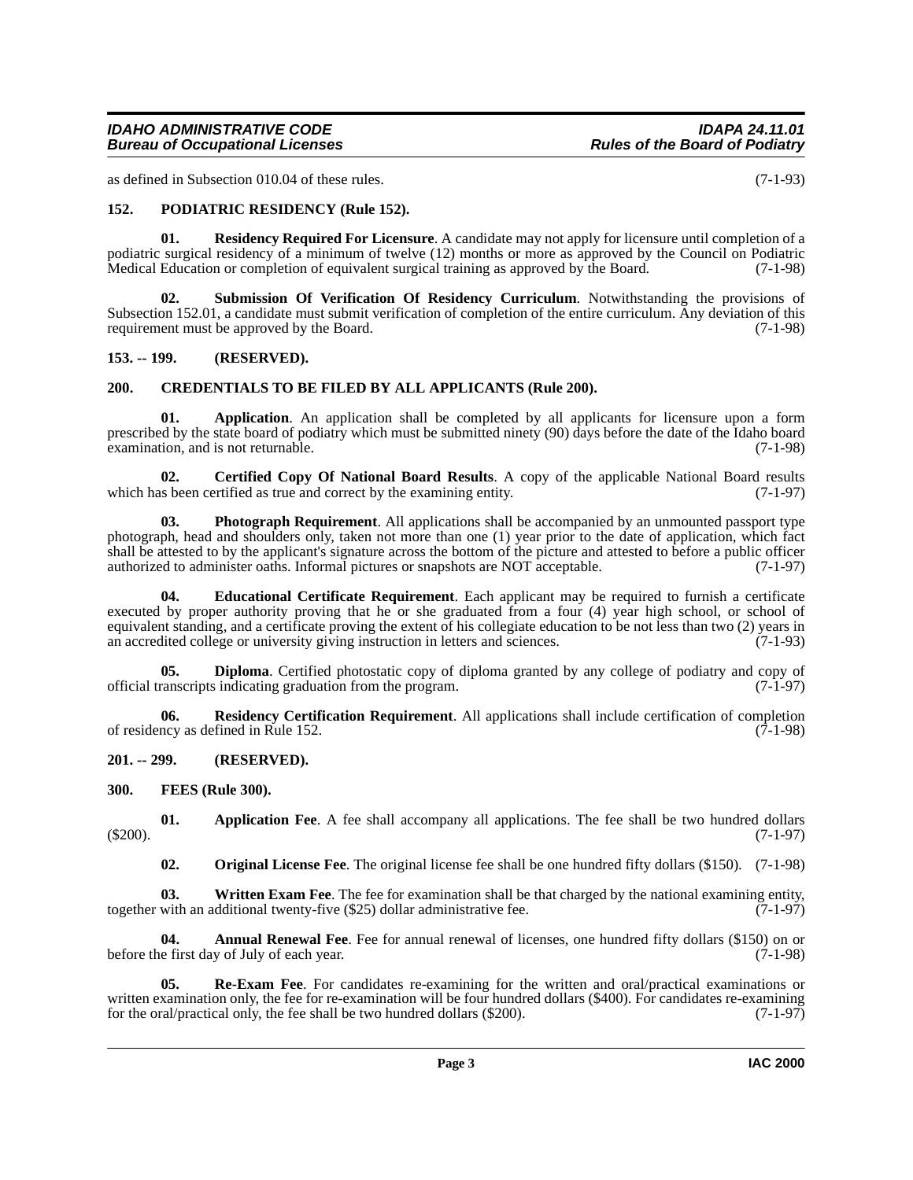as defined in Subsection 010.04 of these rules. (7-1-93)

## 152. PODIATRIC RESIDENCY (Rule 152).

**01. Residency Required For Licensure**. A candidate may not apply for licensure until completion of a podiatric surgical residency of a minimum of twelve (12) months or more as approved by the Council on Podiatric Medical Education or completion of equivalent surgical training as approved by the Board. (7-1-98)

**02. Submission Of Verification Of Residency Curriculum**. Notwithstanding the provisions of Subsection 152.01, a candidate must submit verification of completion of the entire curriculum. Any deviation of this requirement must be approved by the Board. (7-1-98)

## 153. -- 199. (RESERVED).

## 200. CREDENTIALS TO BE FILED BY ALL APPLICANTS (Rule 200).

**01. Application**. An application shall be completed by all applicants for licensure upon a form prescribed by the state board of podiatry which must be submitted ninety (90) days before the date of the Idaho board examination, and is not returnable. (7-1-98)

**02. Certified Copy Of National Board Results**. A copy of the applicable National Board results which has been certified as true and correct by the examining entity. (7-1-97)

**03. Photograph Requirement**. All applications shall be accompanied by an unmounted passport type photograph, head and shoulders only, taken not more than one (1) year prior to the date of application, which fact shall be attested to by the applicant's signature across the bottom of the picture and attested to before a public officer authorized to administer oaths. Informal pictures or snapshots are NOT acceptable. (7-1-97)

**04. Educational Certificate Requirement**. Each applicant may be required to furnish a certificate executed by proper authority proving that he or she graduated from a four (4) year high school, or school of equivalent standing, and a certificate proving the extent of his collegiate education to be not less than two (2) years in an accredited college or university giving instruction in letters and sciences. (7-1-93)

**05. Diploma**. Certified photostatic copy of diploma granted by any college of podiatry and copy of official transcripts indicating graduation from the program. (7-1-97)

**06. Residency Certification Requirement**. All applications shall include certification of completion of residency as defined in Rule 152. (7-1-98)

## 201. -- 299. (RESERVED).

## 300. FEES (Rule 300).

**01. Application Fee**. A fee shall accompany all applications. The fee shall be two hundred dollars ($200). (7-1-97)

**02. Original License Fee**. The original license fee shall be one hundred fifty dollars ($150). (7-1-98)

**03. Written Exam Fee**. The fee for examination shall be that charged by the national examining entity, together with an additional twenty-five ($25) dollar administrative fee. (7-1-97)

**04. Annual Renewal Fee**. Fee for annual renewal of licenses, one hundred fifty dollars ($150) on or before the first day of July of each year. (7-1-98)

**05. Re-Exam Fee**. For candidates re-examining for the written and oral/practical examinations or written examination only, the fee for re-examination will be four hundred dollars ($400). For candidates re-examining for the oral/practical only, the fee shall be two hundred dollars ($200). (7-1-97)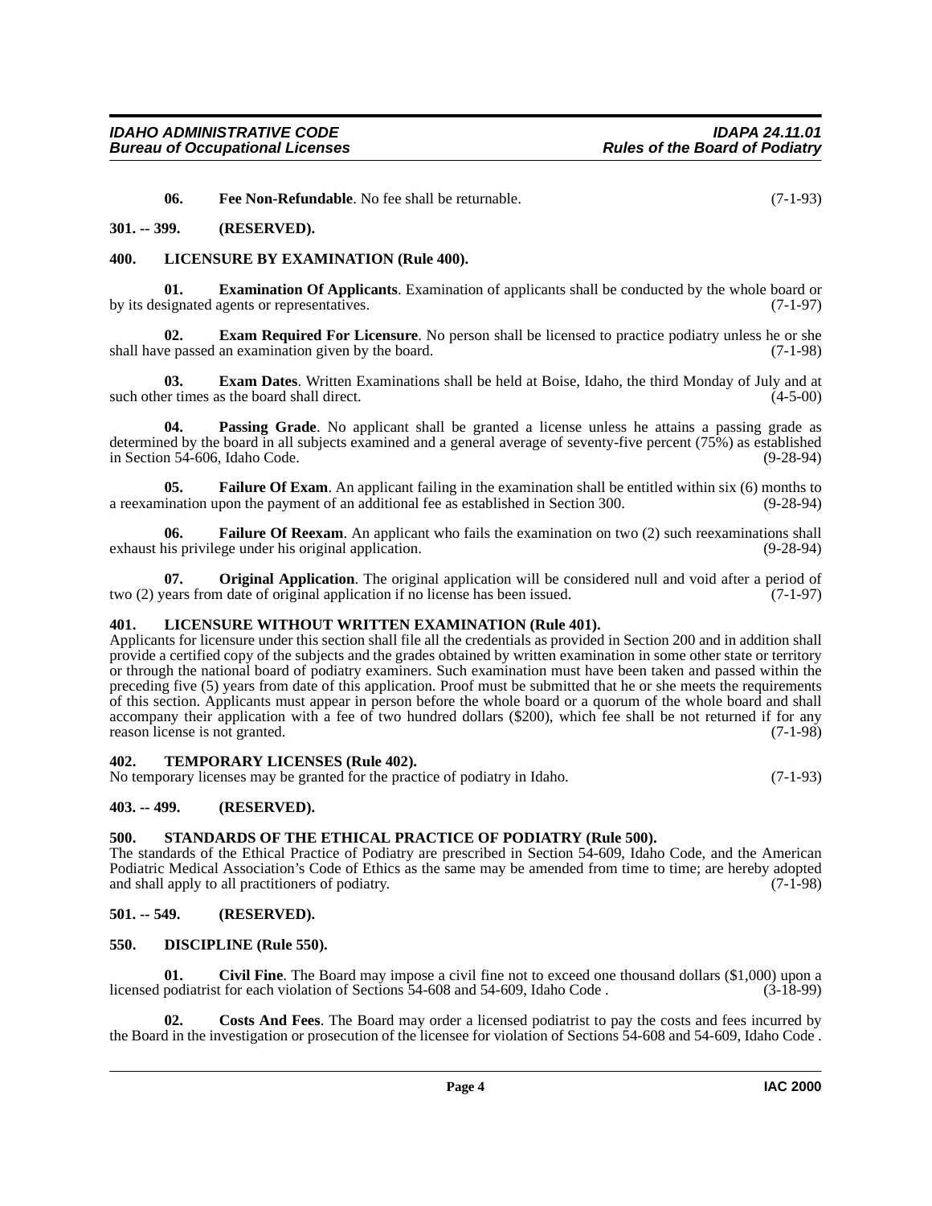**06. Fee Non-Refundable**. No fee shall be returnable. (7-1-93)

## 301. -- 399. (RESERVED).

## 400. LICENSURE BY EXAMINATION (Rule 400).

**01. Examination Of Applicants**. Examination of applicants shall be conducted by the whole board or by its designated agents or representatives. (7-1-97)

**02. Exam Required For Licensure**. No person shall be licensed to practice podiatry unless he or she shall have passed an examination given by the board. (7-1-98)

**03. Exam Dates**. Written Examinations shall be held at Boise, Idaho, the third Monday of July and at such other times as the board shall direct. (4-5-00)

**04. Passing Grade**. No applicant shall be granted a license unless he attains a passing grade as determined by the board in all subjects examined and a general average of seventy-five percent (75%) as established in Section 54-606, Idaho Code. (9-28-94)

**05. Failure Of Exam**. An applicant failing in the examination shall be entitled within six (6) months to a reexamination upon the payment of an additional fee as established in Section 300. (9-28-94)

**06. Failure Of Reexam**. An applicant who fails the examination on two (2) such reexaminations shall exhaust his privilege under his original application. (9-28-94)

**07. Original Application**. The original application will be considered null and void after a period of two (2) years from date of original application if no license has been issued. (7-1-97)

## 401. LICENSURE WITHOUT WRITTEN EXAMINATION (Rule 401).

Applicants for licensure under this section shall file all the credentials as provided in Section 200 and in addition shall provide a certified copy of the subjects and the grades obtained by written examination in some other state or territory or through the national board of podiatry examiners. Such examination must have been taken and passed within the preceding five (5) years from date of this application. Proof must be submitted that he or she meets the requirements of this section. Applicants must appear in person before the whole board or a quorum of the whole board and shall accompany their application with a fee of two hundred dollars ($200), which fee shall be not returned if for any reason license is not granted. (7-1-98)

## 402. TEMPORARY LICENSES (Rule 402).

No temporary licenses may be granted for the practice of podiatry in Idaho. (7-1-93)

## 403. -- 499. (RESERVED).

## 500. STANDARDS OF THE ETHICAL PRACTICE OF PODIATRY (Rule 500).

The standards of the Ethical Practice of Podiatry are prescribed in Section 54-609, Idaho Code, and the American Podiatric Medical Association's Code of Ethics as the same may be amended from time to time; are hereby adopted and shall apply to all practitioners of podiatry. (7-1-98)

## 501. -- 549. (RESERVED).

## 550. DISCIPLINE (Rule 550).

**01. Civil Fine**. The Board may impose a civil fine not to exceed one thousand dollars ($1,000) upon a licensed podiatrist for each violation of Sections 54-608 and 54-609, Idaho Code . (3-18-99)

**02. Costs And Fees**. The Board may order a licensed podiatrist to pay the costs and fees incurred by the Board in the investigation or prosecution of the licensee for violation of Sections 54-608 and 54-609, Idaho Code .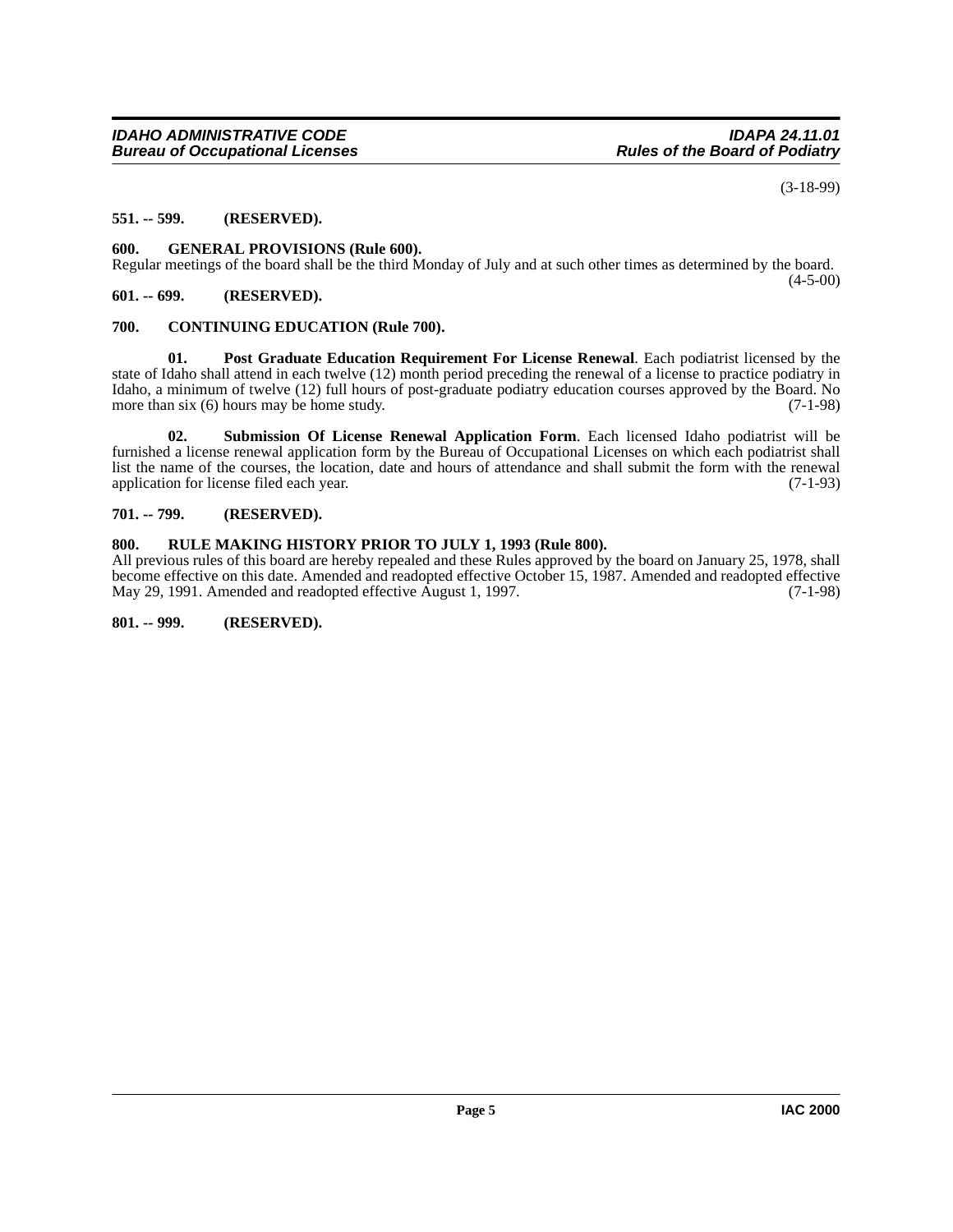(3-18-99)

### 551. -- 599. (RESERVED).

### 600. GENERAL PROVISIONS (Rule 600).

Regular meetings of the board shall be the third Monday of July and at such other times as determined by the board. (4-5-00)

### 601. -- 699. (RESERVED).

### 700. CONTINUING EDUCATION (Rule 700).

**01. Post Graduate Education Requirement For License Renewal**. Each podiatrist licensed by the state of Idaho shall attend in each twelve (12) month period preceding the renewal of a license to practice podiatry in Idaho, a minimum of twelve (12) full hours of post-graduate podiatry education courses approved by the Board. No more than six (6) hours may be home study. (7-1-98)

**02. Submission Of License Renewal Application Form**. Each licensed Idaho podiatrist will be furnished a license renewal application form by the Bureau of Occupational Licenses on which each podiatrist shall list the name of the courses, the location, date and hours of attendance and shall submit the form with the renewal application for license filed each year. (7-1-93)

### 701. -- 799. (RESERVED).

### 800. RULE MAKING HISTORY PRIOR TO JULY 1, 1993 (Rule 800).

All previous rules of this board are hereby repealed and these Rules approved by the board on January 25, 1978, shall become effective on this date. Amended and readopted effective October 15, 1987. Amended and readopted effective May 29, 1991. Amended and readopted effective August 1, 1997. (7-1-98)

### 801. -- 999. (RESERVED).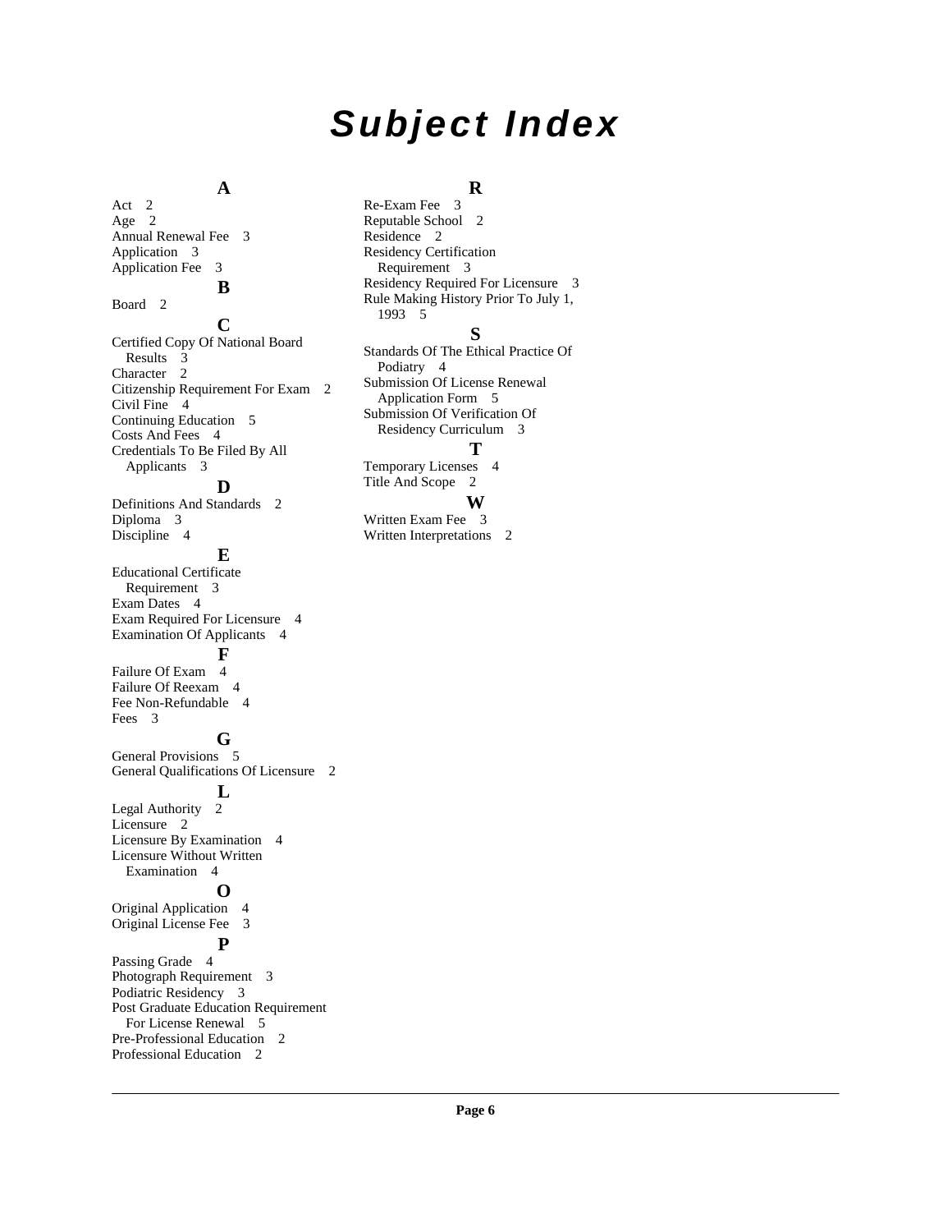# Subject Index

**A**

Act 2
Age 2
Annual Renewal Fee 3
Application 3
Application Fee 3

**B**

Board 2

**C**

Certified Copy Of National Board Results 3
Character 2
Citizenship Requirement For Exam 2
Civil Fine 4
Continuing Education 5
Costs And Fees 4
Credentials To Be Filed By All Applicants 3

**D**

Definitions And Standards 2
Diploma 3
Discipline 4

**E**

Educational Certificate Requirement 3
Exam Dates 4
Exam Required For Licensure 4
Examination Of Applicants 4

**F**

Failure Of Exam 4
Failure Of Reexam 4
Fee Non-Refundable 4
Fees 3

**G**

General Provisions 5
General Qualifications Of Licensure 2

**L**

Legal Authority 2
Licensure 2
Licensure By Examination 4
Licensure Without Written Examination 4

**O**

Original Application 4
Original License Fee 3

**P**

Passing Grade 4
Photograph Requirement 3
Podiatric Residency 3
Post Graduate Education Requirement For License Renewal 5
Pre-Professional Education 2
Professional Education 2

**R**

Re-Exam Fee 3
Reputable School 2
Residence 2
Residency Certification Requirement 3
Residency Required For Licensure 3
Rule Making History Prior To July 1, 1993 5

**S**

Standards Of The Ethical Practice Of Podiatry 4
Submission Of License Renewal Application Form 5
Submission Of Verification Of Residency Curriculum 3

**T**

Temporary Licenses 4
Title And Scope 2

**W**

Written Exam Fee 3
Written Interpretations 2